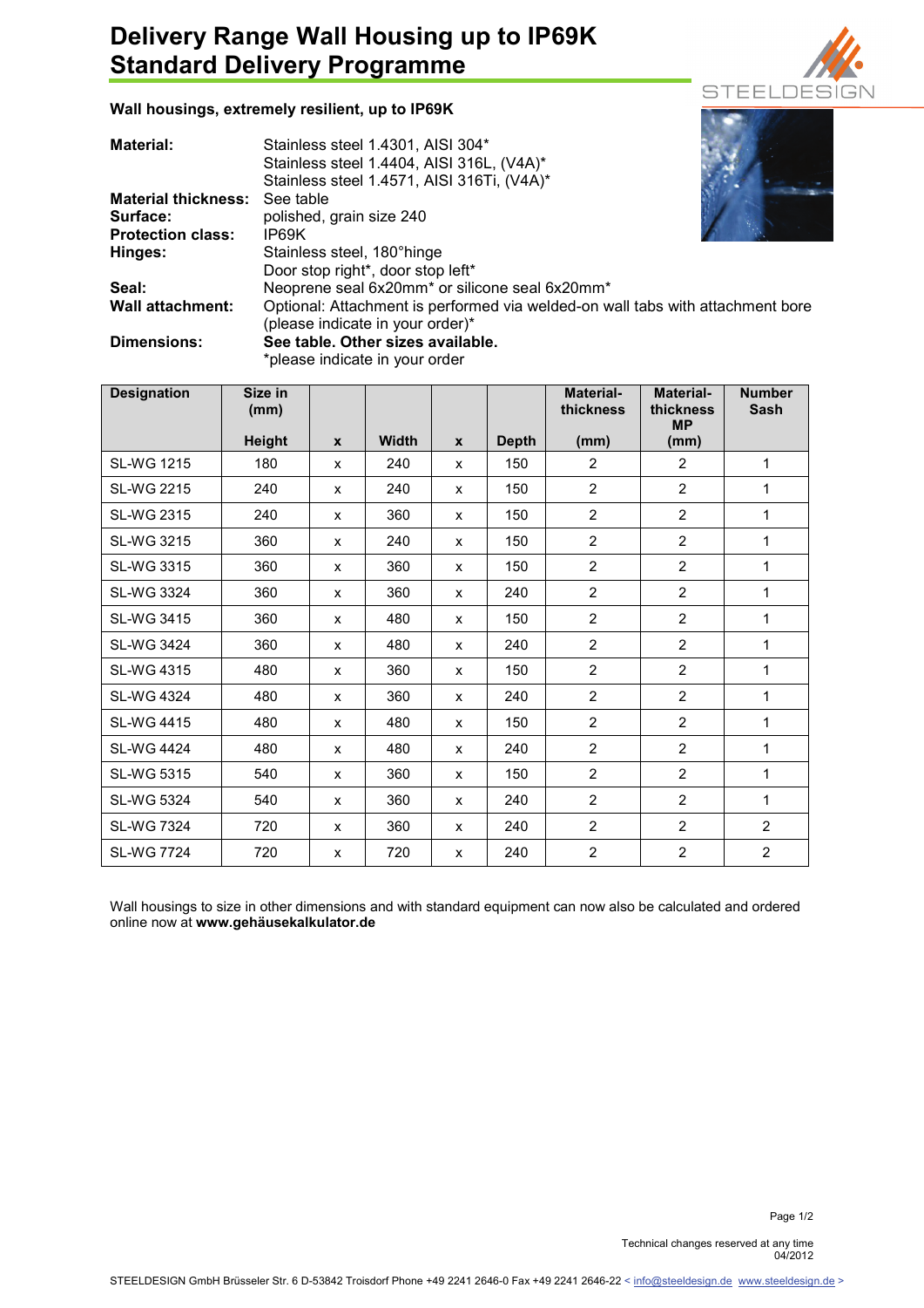# Delivery Range Wall Housing up to IP69K
# Standard Delivery Programme

**Wall housings, extremely resilient, up to IP69K**

| | |
|---|---|
| **Material:** | Stainless steel 1.4301, AISI 304*<br>Stainless steel 1.4404, AISI 316L, (V4A)*<br>Stainless steel 1.4571, AISI 316Ti, (V4A)* |
| **Material thickness:** | See table |
| **Surface:** | polished, grain size 240 |
| **Protection class:** | IP69K |
| **Hinges:** | Stainless steel, 180°hinge<br>Door stop right*, door stop left* |
| **Seal:** | Neoprene seal 6x20mm* or silicone seal 6x20mm* |
| **Wall attachment:** | Optional: Attachment is performed via welded-on wall tabs with attachment bore (please indicate in your order)* |
| **Dimensions:** | **See table. Other sizes available.**<br>*please indicate in your order |

| Designation | Size in (mm) Height | x | Width | x | Depth | Material-thickness (mm) | Material-thickness MP (mm) | Number Sash |
|---|---|---|---|---|---|---|---|---|
| SL-WG 1215 | 180 | x | 240 | x | 150 | 2 | 2 | 1 |
| SL-WG 2215 | 240 | x | 240 | x | 150 | 2 | 2 | 1 |
| SL-WG 2315 | 240 | x | 360 | x | 150 | 2 | 2 | 1 |
| SL-WG 3215 | 360 | x | 240 | x | 150 | 2 | 2 | 1 |
| SL-WG 3315 | 360 | x | 360 | x | 150 | 2 | 2 | 1 |
| SL-WG 3324 | 360 | x | 360 | x | 240 | 2 | 2 | 1 |
| SL-WG 3415 | 360 | x | 480 | x | 150 | 2 | 2 | 1 |
| SL-WG 3424 | 360 | x | 480 | x | 240 | 2 | 2 | 1 |
| SL-WG 4315 | 480 | x | 360 | x | 150 | 2 | 2 | 1 |
| SL-WG 4324 | 480 | x | 360 | x | 240 | 2 | 2 | 1 |
| SL-WG 4415 | 480 | x | 480 | x | 150 | 2 | 2 | 1 |
| SL-WG 4424 | 480 | x | 480 | x | 240 | 2 | 2 | 1 |
| SL-WG 5315 | 540 | x | 360 | x | 150 | 2 | 2 | 1 |
| SL-WG 5324 | 540 | x | 360 | x | 240 | 2 | 2 | 1 |
| SL-WG 7324 | 720 | x | 360 | x | 240 | 2 | 2 | 2 |
| SL-WG 7724 | 720 | x | 720 | x | 240 | 2 | 2 | 2 |

Wall housings to size in other dimensions and with standard equipment can now also be calculated and ordered online now at **www.gehäusekalkulator.de**

Technical changes reserved at any time
04/2012

STEELDESIGN GmbH Brüsseler Str. 6 D-53842 Troisdorf Phone +49 2241 2646-0 Fax +49 2241 2646-22 < info@steeldesign.de www.steeldesign.de >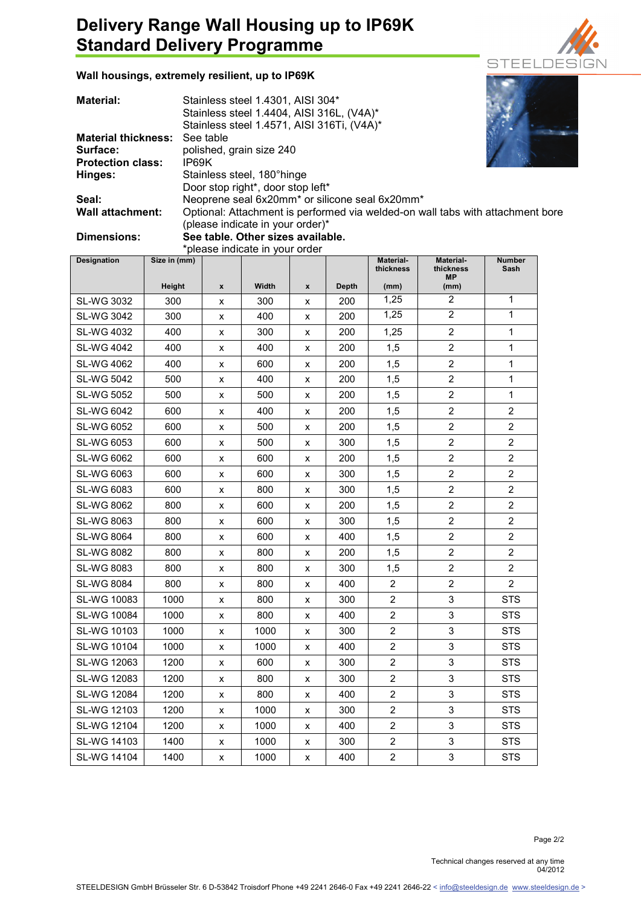# Delivery Range Wall Housing up to IP69K
# Standard Delivery Programme

STEELDESIGN

**Wall housings, extremely resilient, up to IP69K**

| | |
|---|---|
| **Material:** | Stainless steel 1.4301, AISI 304*<br>Stainless steel 1.4404, AISI 316L, (V4A)*<br>Stainless steel 1.4571, AISI 316Ti, (V4A)* |
| **Material thickness:** | See table |
| **Surface:** | polished, grain size 240 |
| **Protection class:** | IP69K |
| **Hinges:** | Stainless steel, 180°hinge<br>Door stop right*, door stop left* |
| **Seal:** | Neoprene seal 6x20mm* or silicone seal 6x20mm* |
| **Wall attachment:** | Optional: Attachment is performed via welded-on wall tabs with attachment bore (please indicate in your order)* |
| **Dimensions:** | **See table. Other sizes available.**<br>*please indicate in your order |

| Designation | Size in (mm) | | | | | Material-thickness | Material-thickness MP | Number Sash |
|---|---|---|---|---|---|---|---|---|
| | Height | x | Width | x | Depth | (mm) | (mm) | |
| SL-WG 3032 | 300 | x | 300 | x | 200 | 1,25 | 2 | 1 |
| SL-WG 3042 | 300 | x | 400 | x | 200 | 1,25 | 2 | 1 |
| SL-WG 4032 | 400 | x | 300 | x | 200 | 1,25 | 2 | 1 |
| SL-WG 4042 | 400 | x | 400 | x | 200 | 1,5 | 2 | 1 |
| SL-WG 4062 | 400 | x | 600 | x | 200 | 1,5 | 2 | 1 |
| SL-WG 5042 | 500 | x | 400 | x | 200 | 1,5 | 2 | 1 |
| SL-WG 5052 | 500 | x | 500 | x | 200 | 1,5 | 2 | 1 |
| SL-WG 6042 | 600 | x | 400 | x | 200 | 1,5 | 2 | 2 |
| SL-WG 6052 | 600 | x | 500 | x | 200 | 1,5 | 2 | 2 |
| SL-WG 6053 | 600 | x | 500 | x | 300 | 1,5 | 2 | 2 |
| SL-WG 6062 | 600 | x | 600 | x | 200 | 1,5 | 2 | 2 |
| SL-WG 6063 | 600 | x | 600 | x | 300 | 1,5 | 2 | 2 |
| SL-WG 6083 | 600 | x | 800 | x | 300 | 1,5 | 2 | 2 |
| SL-WG 8062 | 800 | x | 600 | x | 200 | 1,5 | 2 | 2 |
| SL-WG 8063 | 800 | x | 600 | x | 300 | 1,5 | 2 | 2 |
| SL-WG 8064 | 800 | x | 600 | x | 400 | 1,5 | 2 | 2 |
| SL-WG 8082 | 800 | x | 800 | x | 200 | 1,5 | 2 | 2 |
| SL-WG 8083 | 800 | x | 800 | x | 300 | 1,5 | 2 | 2 |
| SL-WG 8084 | 800 | x | 800 | x | 400 | 2 | 2 | 2 |
| SL-WG 10083 | 1000 | x | 800 | x | 300 | 2 | 3 | STS |
| SL-WG 10084 | 1000 | x | 800 | x | 400 | 2 | 3 | STS |
| SL-WG 10103 | 1000 | x | 1000 | x | 300 | 2 | 3 | STS |
| SL-WG 10104 | 1000 | x | 1000 | x | 400 | 2 | 3 | STS |
| SL-WG 12063 | 1200 | x | 600 | x | 300 | 2 | 3 | STS |
| SL-WG 12083 | 1200 | x | 800 | x | 300 | 2 | 3 | STS |
| SL-WG 12084 | 1200 | x | 800 | x | 400 | 2 | 3 | STS |
| SL-WG 12103 | 1200 | x | 1000 | x | 300 | 2 | 3 | STS |
| SL-WG 12104 | 1200 | x | 1000 | x | 400 | 2 | 3 | STS |
| SL-WG 14103 | 1400 | x | 1000 | x | 300 | 2 | 3 | STS |
| SL-WG 14104 | 1400 | x | 1000 | x | 400 | 2 | 3 | STS |

Technical changes reserved at any time
04/2012

STEELDESIGN GmbH Brüsseler Str. 6 D-53842 Troisdorf Phone +49 2241 2646-0 Fax +49 2241 2646-22 < info@steeldesign.de www.steeldesign.de >